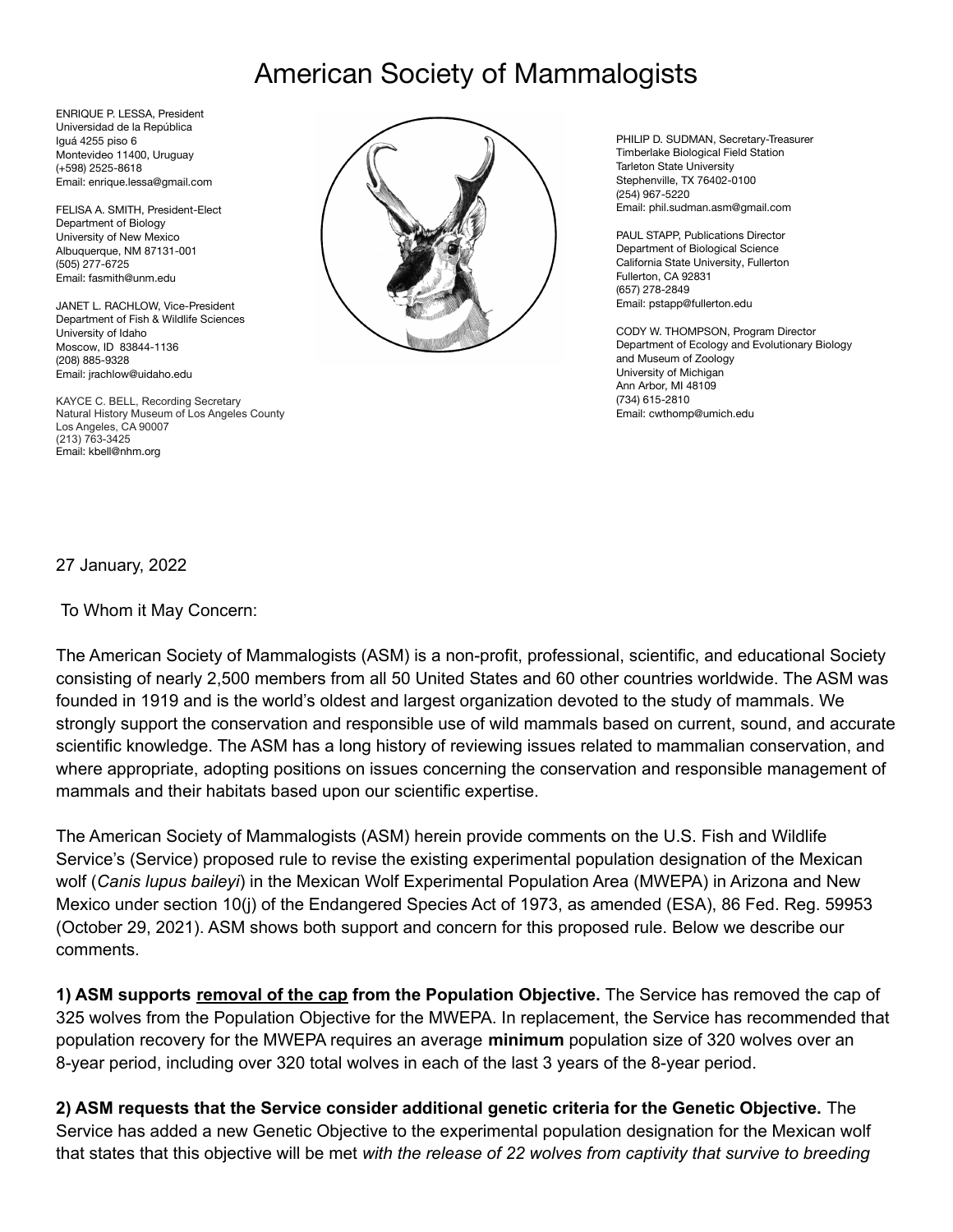# American Society of Mammalogists

ENRIQUE P. LESSA, President
Universidad de la República
Iguá 4255 piso 6
Montevideo 11400, Uruguay
(+598) 2525-8618
Email: enrique.lessa@gmail.com

FELISA A. SMITH, President-Elect
Department of Biology
University of New Mexico
Albuquerque, NM 87131-001
(505) 277-6725
Email: fasmith@unm.edu

JANET L. RACHLOW, Vice-President
Department of Fish & Wildlife Sciences
University of Idaho
Moscow, ID 83844-1136
(208) 885-9328
Email: jrachlow@uidaho.edu

KAYCE C. BELL, Recording Secretary
Natural History Museum of Los Angeles County
Los Angeles, CA 90007
(213) 763-3425
Email: kbell@nhm.org

PHILIP D. SUDMAN, Secretary-Treasurer
Timberlake Biological Field Station
Tarleton State University
Stephenville, TX 76402-0100
(254) 967-5220
Email: phil.sudman.asm@gmail.com

PAUL STAPP, Publications Director
Department of Biological Science
California State University, Fullerton
Fullerton, CA 92831
(657) 278-2849
Email: pstapp@fullerton.edu

CODY W. THOMPSON, Program Director
Department of Ecology and Evolutionary Biology
and Museum of Zoology
University of Michigan
Ann Arbor, MI 48109
(734) 615-2810
Email: cwthomp@umich.edu

27 January, 2022

To Whom it May Concern:

The American Society of Mammalogists (ASM) is a non-profit, professional, scientific, and educational Society consisting of nearly 2,500 members from all 50 United States and 60 other countries worldwide. The ASM was founded in 1919 and is the world's oldest and largest organization devoted to the study of mammals. We strongly support the conservation and responsible use of wild mammals based on current, sound, and accurate scientific knowledge. The ASM has a long history of reviewing issues related to mammalian conservation, and where appropriate, adopting positions on issues concerning the conservation and responsible management of mammals and their habitats based upon our scientific expertise.

The American Society of Mammalogists (ASM) herein provide comments on the U.S. Fish and Wildlife Service's (Service) proposed rule to revise the existing experimental population designation of the Mexican wolf (*Canis lupus baileyi*) in the Mexican Wolf Experimental Population Area (MWEPA) in Arizona and New Mexico under section 10(j) of the Endangered Species Act of 1973, as amended (ESA), 86 Fed. Reg. 59953 (October 29, 2021). ASM shows both support and concern for this proposed rule. Below we describe our comments.

**1) ASM supports <u>removal of the cap</u> from the Population Objective.** The Service has removed the cap of 325 wolves from the Population Objective for the MWEPA. In replacement, the Service has recommended that population recovery for the MWEPA requires an average **minimum** population size of 320 wolves over an 8-year period, including over 320 total wolves in each of the last 3 years of the 8-year period.

**2) ASM requests that the Service consider additional genetic criteria for the Genetic Objective.** The Service has added a new Genetic Objective to the experimental population designation for the Mexican wolf that states that this objective will be met *with the release of 22 wolves from captivity that survive to breeding*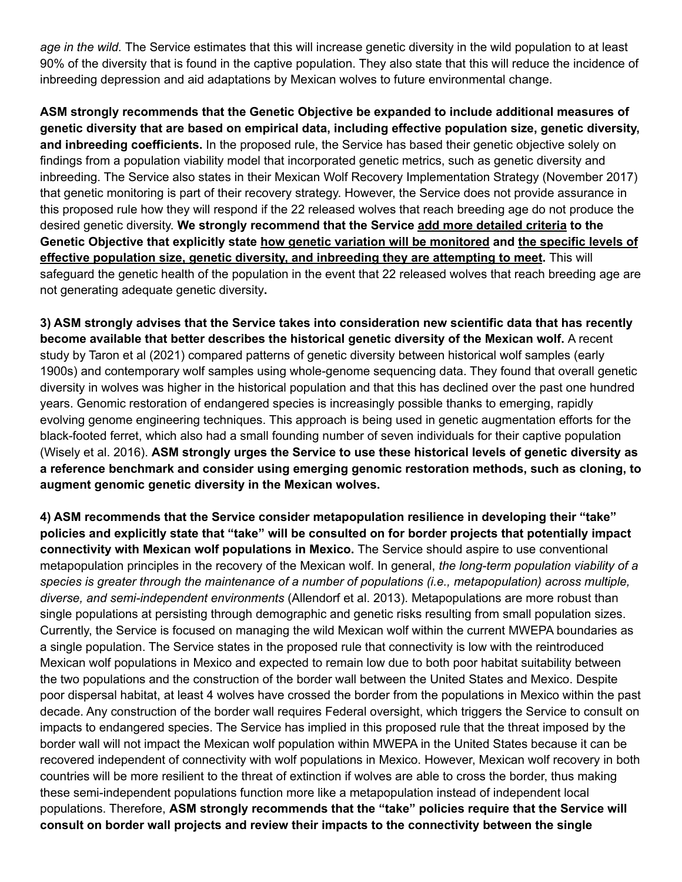*age in the wild.* The Service estimates that this will increase genetic diversity in the wild population to at least 90% of the diversity that is found in the captive population. They also state that this will reduce the incidence of inbreeding depression and aid adaptations by Mexican wolves to future environmental change.

**ASM strongly recommends that the Genetic Objective be expanded to include additional measures of genetic diversity that are based on empirical data, including effective population size, genetic diversity, and inbreeding coefficients.** In the proposed rule, the Service has based their genetic objective solely on findings from a population viability model that incorporated genetic metrics, such as genetic diversity and inbreeding. The Service also states in their Mexican Wolf Recovery Implementation Strategy (November 2017) that genetic monitoring is part of their recovery strategy. However, the Service does not provide assurance in this proposed rule how they will respond if the 22 released wolves that reach breeding age do not produce the desired genetic diversity. **We strongly recommend that the Service <u>add more detailed criteria</u> to the Genetic Objective that explicitly state <u>how genetic variation will be monitored</u> and <u>the specific levels of effective population size, genetic diversity, and inbreeding they are attempting to meet</u>.** This will safeguard the genetic health of the population in the event that 22 released wolves that reach breeding age are not generating adequate genetic diversity**.**

**3) ASM strongly advises that the Service takes into consideration new scientific data that has recently become available that better describes the historical genetic diversity of the Mexican wolf.** A recent study by Taron et al (2021) compared patterns of genetic diversity between historical wolf samples (early 1900s) and contemporary wolf samples using whole-genome sequencing data. They found that overall genetic diversity in wolves was higher in the historical population and that this has declined over the past one hundred years. Genomic restoration of endangered species is increasingly possible thanks to emerging, rapidly evolving genome engineering techniques. This approach is being used in genetic augmentation efforts for the black-footed ferret, which also had a small founding number of seven individuals for their captive population (Wisely et al. 2016). **ASM strongly urges the Service to use these historical levels of genetic diversity as a reference benchmark and consider using emerging genomic restoration methods, such as cloning, to augment genomic genetic diversity in the Mexican wolves.**

**4) ASM recommends that the Service consider metapopulation resilience in developing their "take" policies and explicitly state that "take" will be consulted on for border projects that potentially impact connectivity with Mexican wolf populations in Mexico.** The Service should aspire to use conventional metapopulation principles in the recovery of the Mexican wolf. In general, *the long-term population viability of a species is greater through the maintenance of a number of populations (i.e., metapopulation) across multiple, diverse, and semi-independent environments* (Allendorf et al. 2013). Metapopulations are more robust than single populations at persisting through demographic and genetic risks resulting from small population sizes. Currently, the Service is focused on managing the wild Mexican wolf within the current MWEPA boundaries as a single population. The Service states in the proposed rule that connectivity is low with the reintroduced Mexican wolf populations in Mexico and expected to remain low due to both poor habitat suitability between the two populations and the construction of the border wall between the United States and Mexico. Despite poor dispersal habitat, at least 4 wolves have crossed the border from the populations in Mexico within the past decade. Any construction of the border wall requires Federal oversight, which triggers the Service to consult on impacts to endangered species. The Service has implied in this proposed rule that the threat imposed by the border wall will not impact the Mexican wolf population within MWEPA in the United States because it can be recovered independent of connectivity with wolf populations in Mexico. However, Mexican wolf recovery in both countries will be more resilient to the threat of extinction if wolves are able to cross the border, thus making these semi-independent populations function more like a metapopulation instead of independent local populations. Therefore, **ASM strongly recommends that the "take" policies require that the Service will consult on border wall projects and review their impacts to the connectivity between the single**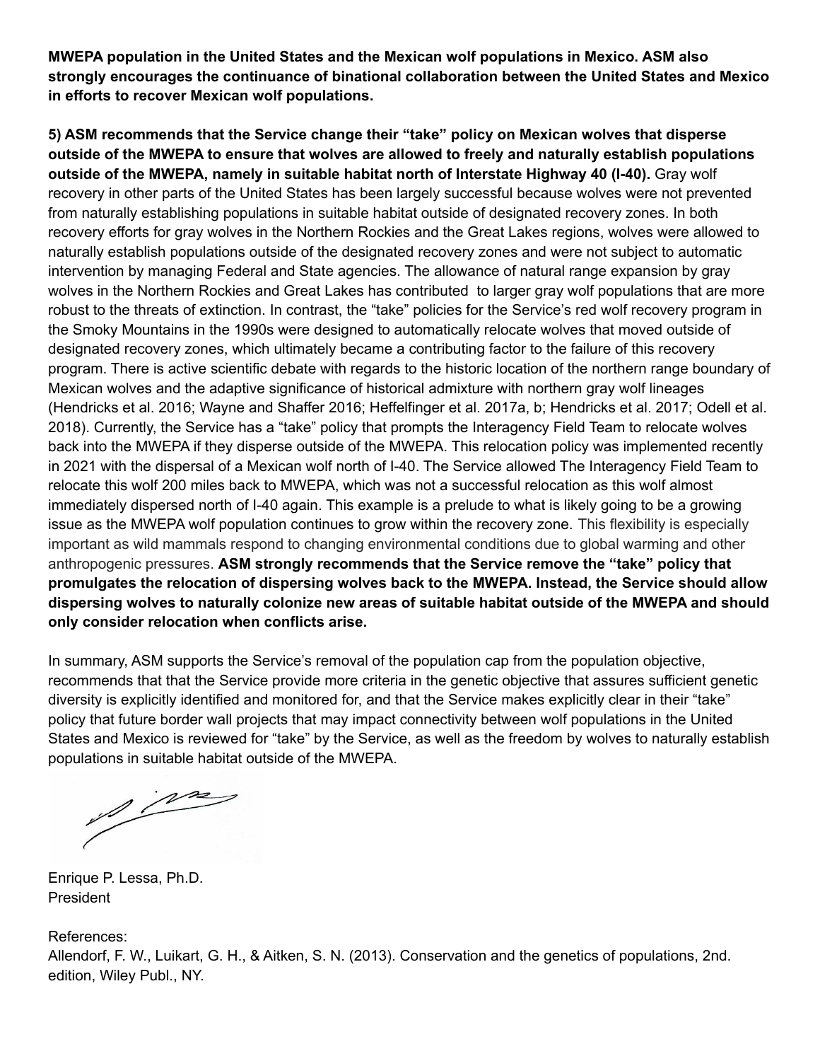**MWEPA population in the United States and the Mexican wolf populations in Mexico. ASM also strongly encourages the continuance of binational collaboration between the United States and Mexico in efforts to recover Mexican wolf populations.**

**5) ASM recommends that the Service change their "take" policy on Mexican wolves that disperse outside of the MWEPA to ensure that wolves are allowed to freely and naturally establish populations outside of the MWEPA, namely in suitable habitat north of Interstate Highway 40 (I-40).** Gray wolf recovery in other parts of the United States has been largely successful because wolves were not prevented from naturally establishing populations in suitable habitat outside of designated recovery zones. In both recovery efforts for gray wolves in the Northern Rockies and the Great Lakes regions, wolves were allowed to naturally establish populations outside of the designated recovery zones and were not subject to automatic intervention by managing Federal and State agencies. The allowance of natural range expansion by gray wolves in the Northern Rockies and Great Lakes has contributed to larger gray wolf populations that are more robust to the threats of extinction. In contrast, the "take" policies for the Service's red wolf recovery program in the Smoky Mountains in the 1990s were designed to automatically relocate wolves that moved outside of designated recovery zones, which ultimately became a contributing factor to the failure of this recovery program. There is active scientific debate with regards to the historic location of the northern range boundary of Mexican wolves and the adaptive significance of historical admixture with northern gray wolf lineages (Hendricks et al. 2016; Wayne and Shaffer 2016; Heffelfinger et al. 2017a, b; Hendricks et al. 2017; Odell et al. 2018). Currently, the Service has a "take" policy that prompts the Interagency Field Team to relocate wolves back into the MWEPA if they disperse outside of the MWEPA. This relocation policy was implemented recently in 2021 with the dispersal of a Mexican wolf north of I-40. The Service allowed The Interagency Field Team to relocate this wolf 200 miles back to MWEPA, which was not a successful relocation as this wolf almost immediately dispersed north of I-40 again. This example is a prelude to what is likely going to be a growing issue as the MWEPA wolf population continues to grow within the recovery zone. This flexibility is especially important as wild mammals respond to changing environmental conditions due to global warming and other anthropogenic pressures. **ASM strongly recommends that the Service remove the "take" policy that promulgates the relocation of dispersing wolves back to the MWEPA. Instead, the Service should allow dispersing wolves to naturally colonize new areas of suitable habitat outside of the MWEPA and should only consider relocation when conflicts arise.**

In summary, ASM supports the Service's removal of the population cap from the population objective, recommends that that the Service provide more criteria in the genetic objective that assures sufficient genetic diversity is explicitly identified and monitored for, and that the Service makes explicitly clear in their "take" policy that future border wall projects that may impact connectivity between wolf populations in the United States and Mexico is reviewed for "take" by the Service, as well as the freedom by wolves to naturally establish populations in suitable habitat outside of the MWEPA.

Enrique P. Lessa, Ph.D.
President

References:

Allendorf, F. W., Luikart, G. H., & Aitken, S. N. (2013). Conservation and the genetics of populations, 2nd. edition, Wiley Publ., NY.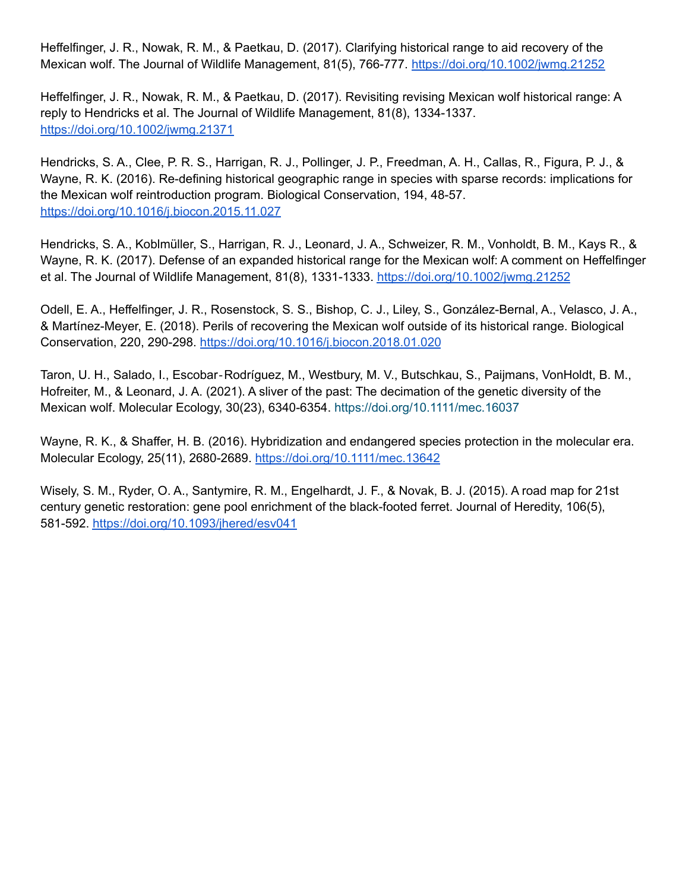Heffelfinger, J. R., Nowak, R. M., & Paetkau, D. (2017). Clarifying historical range to aid recovery of the Mexican wolf. The Journal of Wildlife Management, 81(5), 766-777. https://doi.org/10.1002/jwmg.21252

Heffelfinger, J. R., Nowak, R. M., & Paetkau, D. (2017). Revisiting revising Mexican wolf historical range: A reply to Hendricks et al. The Journal of Wildlife Management, 81(8), 1334-1337. https://doi.org/10.1002/jwmg.21371

Hendricks, S. A., Clee, P. R. S., Harrigan, R. J., Pollinger, J. P., Freedman, A. H., Callas, R., Figura, P. J., & Wayne, R. K. (2016). Re-defining historical geographic range in species with sparse records: implications for the Mexican wolf reintroduction program. Biological Conservation, 194, 48-57. https://doi.org/10.1016/j.biocon.2015.11.027

Hendricks, S. A., Koblmüller, S., Harrigan, R. J., Leonard, J. A., Schweizer, R. M., Vonholdt, B. M., Kays R., & Wayne, R. K. (2017). Defense of an expanded historical range for the Mexican wolf: A comment on Heffelfinger et al. The Journal of Wildlife Management, 81(8), 1331-1333. https://doi.org/10.1002/jwmg.21252

Odell, E. A., Heffelfinger, J. R., Rosenstock, S. S., Bishop, C. J., Liley, S., González-Bernal, A., Velasco, J. A., & Martínez-Meyer, E. (2018). Perils of recovering the Mexican wolf outside of its historical range. Biological Conservation, 220, 290-298. https://doi.org/10.1016/j.biocon.2018.01.020

Taron, U. H., Salado, I., Escobar-Rodríguez, M., Westbury, M. V., Butschkau, S., Paijmans, VonHoldt, B. M., Hofreiter, M., & Leonard, J. A. (2021). A sliver of the past: The decimation of the genetic diversity of the Mexican wolf. Molecular Ecology, 30(23), 6340-6354. https://doi.org/10.1111/mec.16037

Wayne, R. K., & Shaffer, H. B. (2016). Hybridization and endangered species protection in the molecular era. Molecular Ecology, 25(11), 2680-2689. https://doi.org/10.1111/mec.13642

Wisely, S. M., Ryder, O. A., Santymire, R. M., Engelhardt, J. F., & Novak, B. J. (2015). A road map for 21st century genetic restoration: gene pool enrichment of the black-footed ferret. Journal of Heredity, 106(5), 581-592. https://doi.org/10.1093/jhered/esv041